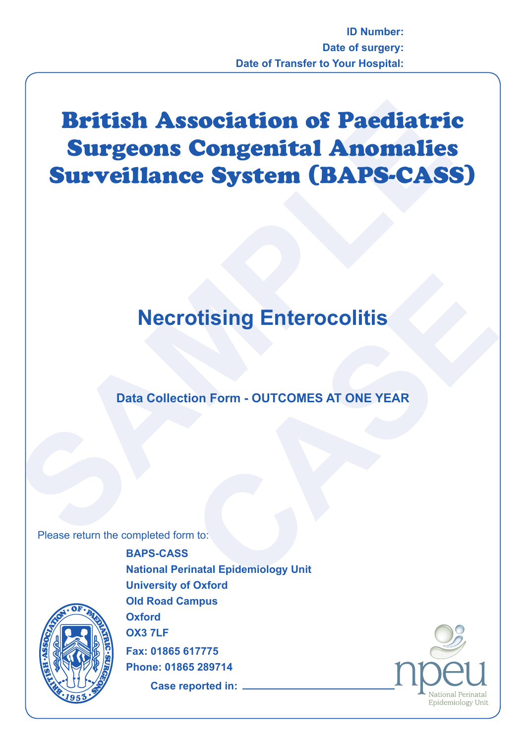**ID Number:**

**Date of surgery:**

**Date of Transfer to Your Hospital:**

# British Association of Paediatric Surgeons Congenital Anomalies Surveillance System (BAPS-CASS)

## Necrotising Enterocolitis

### Data Collection Form - OUTCOMES AT ONE YEAR

Please return the completed form to:

**BAPS-CASS**
**National Perinatal Epidemiology Unit**
**University of Oxford**
**Old Road Campus**
**Oxford**
**OX3 7LF**
**Fax: 01865 617775**
**Phone: 01865 289714**

**Case reported in:** ______________________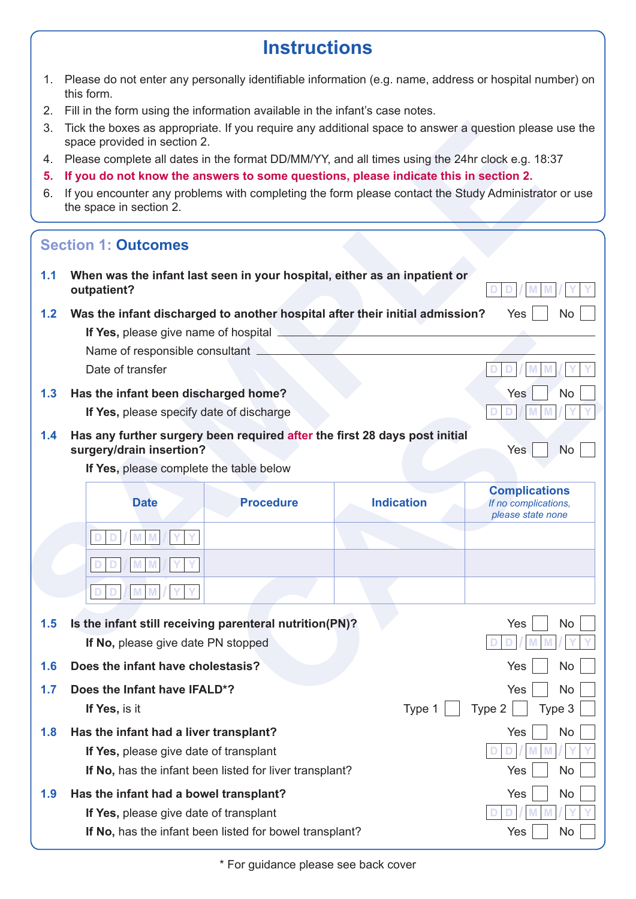# Instructions

1. Please do not enter any personally identifiable information (e.g. name, address or hospital number) on this form.
2. Fill in the form using the information available in the infant's case notes.
3. Tick the boxes as appropriate. If you require any additional space to answer a question please use the space provided in section 2.
4. Please complete all dates in the format DD/MM/YY, and all times using the 24hr clock e.g. 18:37
5. **If you do not know the answers to some questions, please indicate this in section 2.**
6. If you encounter any problems with completing the form please contact the Study Administrator or use the space in section 2.

## Section 1: Outcomes

**1.1 When was the infant last seen in your hospital, either as an inpatient or outpatient?** DD/MM/YY

**1.2 Was the infant discharged to another hospital after their initial admission?** Yes ☐ No ☐

**If Yes,** please give name of hospital \_\_\_\_\_\_\_\_\_\_\_\_\_\_\_\_

Name of responsible consultant \_\_\_\_\_\_\_\_\_\_\_\_\_\_\_\_

Date of transfer DD/MM/YY

**1.3 Has the infant been discharged home?** Yes ☐ No ☐

**If Yes,** please specify date of discharge DD/MM/YY

**1.4 Has any further surgery been required after the first 28 days post initial surgery/drain insertion?** Yes ☐ No ☐

**If Yes,** please complete the table below

| Date | Procedure | Indication | Complications *If no complications, please state none* |
|---|---|---|---|
| DD/MM/YY | | | |
| DD/MM/YY | | | |
| DD/MM/YY | | | |

**1.5 Is the infant still receiving parenteral nutrition(PN)?** Yes ☐ No ☐

**If No,** please give date PN stopped DD/MM/YY

**1.6 Does the infant have cholestasis?** Yes ☐ No ☐

**1.7 Does the Infant have IFALD*?** Yes ☐ No ☐

**If Yes,** is it Type 1 ☐ Type 2 ☐ Type 3 ☐

**1.8 Has the infant had a liver transplant?** Yes ☐ No ☐

**If Yes,** please give date of transplant DD/MM/YY

**If No,** has the infant been listed for liver transplant? Yes ☐ No ☐

**1.9 Has the infant had a bowel transplant?** Yes ☐ No ☐

**If Yes,** please give date of transplant DD/MM/YY

**If No,** has the infant been listed for bowel transplant? Yes ☐ No ☐

\* For guidance please see back cover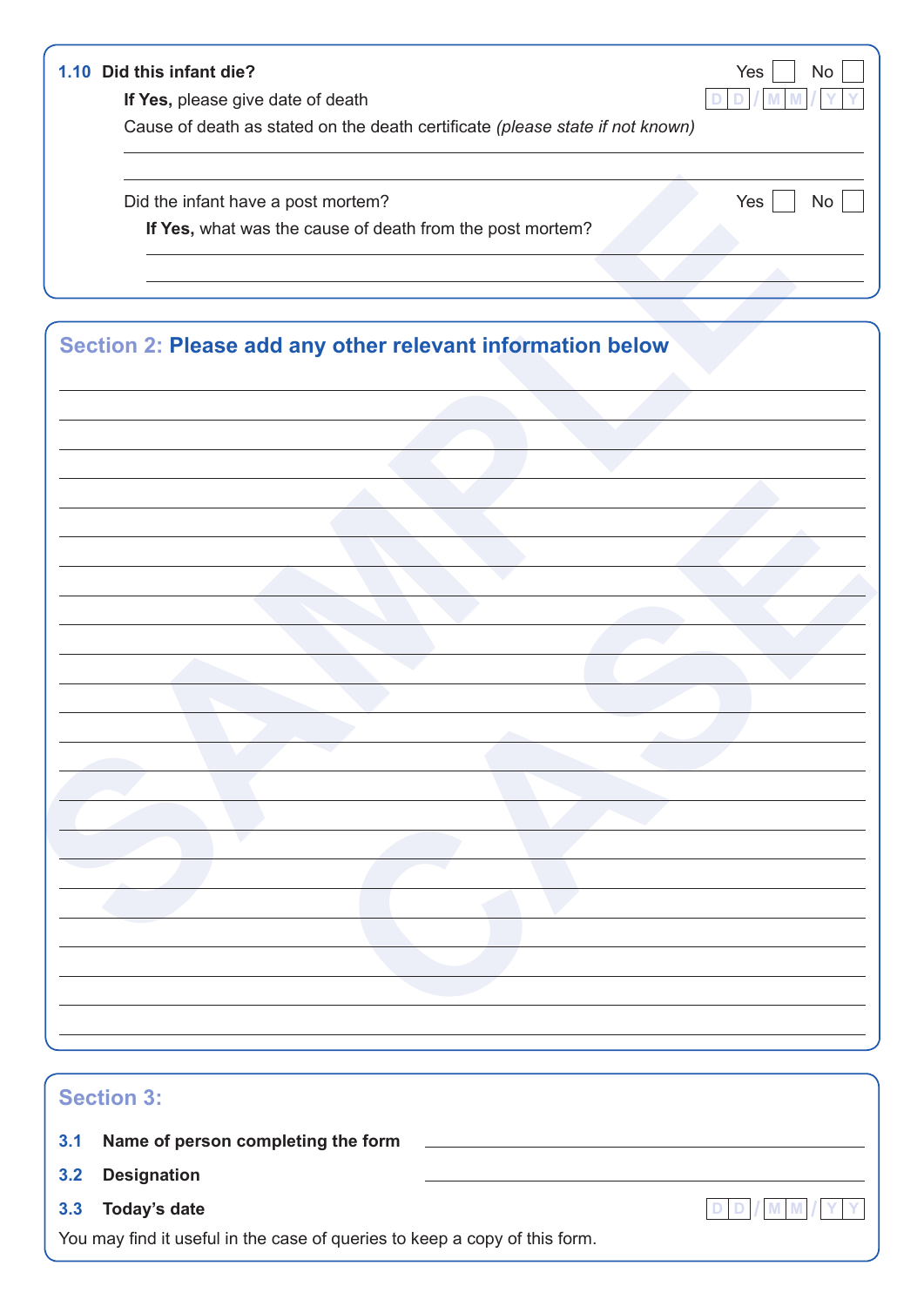**1.10 Did this infant die?** Yes ☐ No ☐

**If Yes,** please give date of death DD/MM/YY

Cause of death as stated on the death certificate *(please state if not known)*

\_\_\_\_\_\_\_\_\_\_\_\_\_\_\_\_\_\_\_\_\_\_\_\_\_\_\_\_\_\_\_\_\_\_\_\_\_\_\_\_

Did the infant have a post mortem? Yes ☐ No ☐

**If Yes,** what was the cause of death from the post mortem?

\_\_\_\_\_\_\_\_\_\_\_\_\_\_\_\_\_\_\_\_\_\_\_\_\_\_\_\_\_\_\_\_\_\_\_\_\_\_\_\_

\_\_\_\_\_\_\_\_\_\_\_\_\_\_\_\_\_\_\_\_\_\_\_\_\_\_\_\_\_\_\_\_\_\_\_\_\_\_\_\_

## Section 2: Please add any other relevant information below

\_\_\_\_\_\_\_\_\_\_\_\_\_\_\_\_\_\_\_\_\_\_\_\_\_\_\_\_\_\_\_\_\_\_\_\_\_\_\_\_

## Section 3:

**3.1 Name of person completing the form** \_\_\_\_\_\_\_\_\_\_\_\_\_\_\_\_\_\_\_\_

**3.2 Designation** \_\_\_\_\_\_\_\_\_\_\_\_\_\_\_\_\_\_\_\_

**3.3 Today's date** DD/MM/YY

You may find it useful in the case of queries to keep a copy of this form.

SAMPLE CASE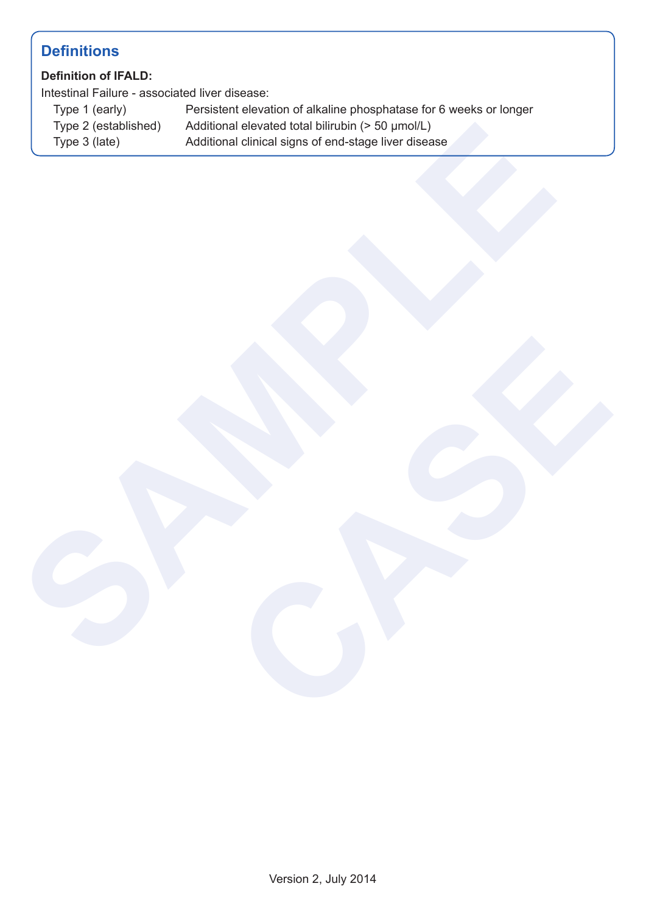## Definitions

**Definition of IFALD:**

Intestinal Failure - associated liver disease:

| | |
|---|---|
| Type 1 (early) | Persistent elevation of alkaline phosphatase for 6 weeks or longer |
| Type 2 (established) | Additional elevated total bilirubin (> 50 µmol/L) |
| Type 3 (late) | Additional clinical signs of end-stage liver disease |

Version 2, July 2014